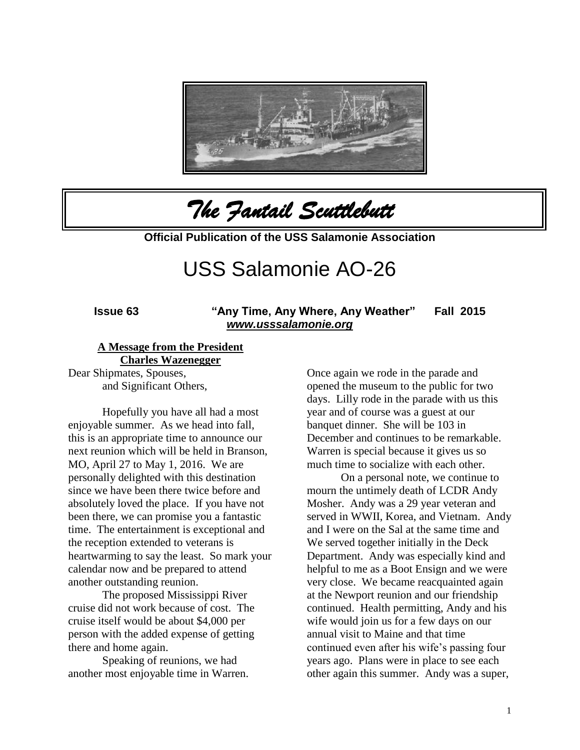# *The Fantail Scuttlebutt*

**Official Publication of the USS Salamonie Association**

# USS Salamonie AO-26

**Issue 63 "Any Time, Any Where, Any Weather" Fall 2015**

***www.usssalamonie.org***

### A Message from the President
### Charles Wazenegger

Dear Shipmates, Spouses,
and Significant Others,

Hopefully you have all had a most enjoyable summer. As we head into fall, this is an appropriate time to announce our next reunion which will be held in Branson, MO, April 27 to May 1, 2016. We are personally delighted with this destination since we have been there twice before and absolutely loved the place. If you have not been there, we can promise you a fantastic time. The entertainment is exceptional and the reception extended to veterans is heartwarming to say the least. So mark your calendar now and be prepared to attend another outstanding reunion.

The proposed Mississippi River cruise did not work because of cost. The cruise itself would be about $4,000 per person with the added expense of getting there and home again.

Speaking of reunions, we had another most enjoyable time in Warren. Once again we rode in the parade and opened the museum to the public for two days. Lilly rode in the parade with us this year and of course was a guest at our banquet dinner. She will be 103 in December and continues to be remarkable. Warren is special because it gives us so much time to socialize with each other.

On a personal note, we continue to mourn the untimely death of LCDR Andy Mosher. Andy was a 29 year veteran and served in WWII, Korea, and Vietnam. Andy and I were on the Sal at the same time and We served together initially in the Deck Department. Andy was especially kind and helpful to me as a Boot Ensign and we were very close. We became reacquainted again at the Newport reunion and our friendship continued. Health permitting, Andy and his wife would join us for a few days on our annual visit to Maine and that time continued even after his wife's passing four years ago. Plans were in place to see each other again this summer. Andy was a super,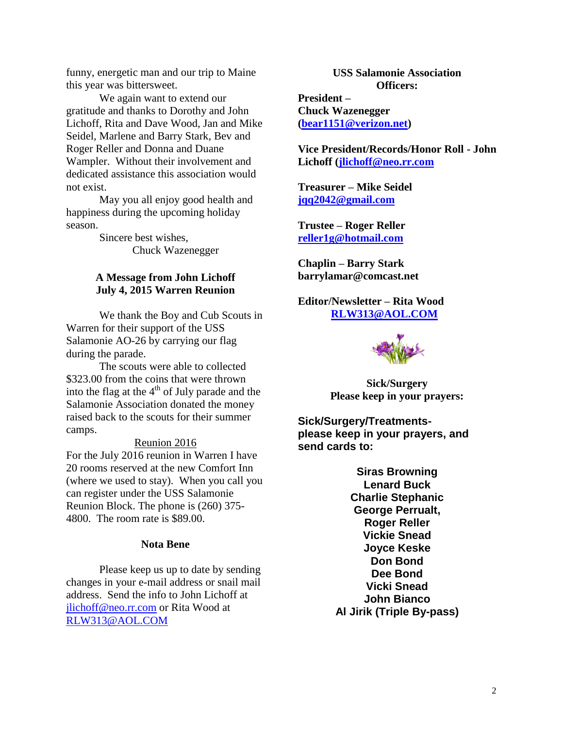funny, energetic man and our trip to Maine this year was bittersweet.

We again want to extend our gratitude and thanks to Dorothy and John Lichoff, Rita and Dave Wood, Jan and Mike Seidel, Marlene and Barry Stark, Bev and Roger Reller and Donna and Duane Wampler. Without their involvement and dedicated assistance this association would not exist.

May you all enjoy good health and happiness during the upcoming holiday season.

Sincere best wishes,
Chuck Wazenegger

### A Message from John Lichoff
### July 4, 2015 Warren Reunion

We thank the Boy and Cub Scouts in Warren for their support of the USS Salamonie AO-26 by carrying our flag during the parade.

The scouts were able to collected $323.00 from the coins that were thrown into the flag at the 4th of July parade and the Salamonie Association donated the money raised back to the scouts for their summer camps.

Reunion 2016

For the July 2016 reunion in Warren I have 20 rooms reserved at the new Comfort Inn (where we used to stay). When you call you can register under the USS Salamonie Reunion Block. The phone is (260) 375-4800. The room rate is $89.00.

### Nota Bene

Please keep us up to date by sending changes in your e-mail address or snail mail address. Send the info to John Lichoff at jlichoff@neo.rr.com or Rita Wood at RLW313@AOL.COM

### USS Salamonie Association Officers:

**President –**
**Chuck Wazenegger**
**(bear1151@verizon.net)**

**Vice President/Records/Honor Roll - John Lichoff (jlichoff@neo.rr.com**

**Treasurer – Mike Seidel**
**jqq2042@gmail.com**

**Trustee – Roger Reller**
**reller1g@hotmail.com**

**Chaplin – Barry Stark**
**barrylamar@comcast.net**

**Editor/Newsletter – Rita Wood**
**RLW313@AOL.COM**

**Sick/Surgery**
**Please keep in your prayers:**

**Sick/Surgery/Treatments- please keep in your prayers, and send cards to:**

**Siras Browning**
**Lenard Buck**
**Charlie Stephanic**
**George Perrualt,**
**Roger Reller**
**Vickie Snead**
**Joyce Keske**
**Don Bond**
**Dee Bond**
**Vicki Snead**
**John Bianco**
**Al Jirik (Triple By-pass)**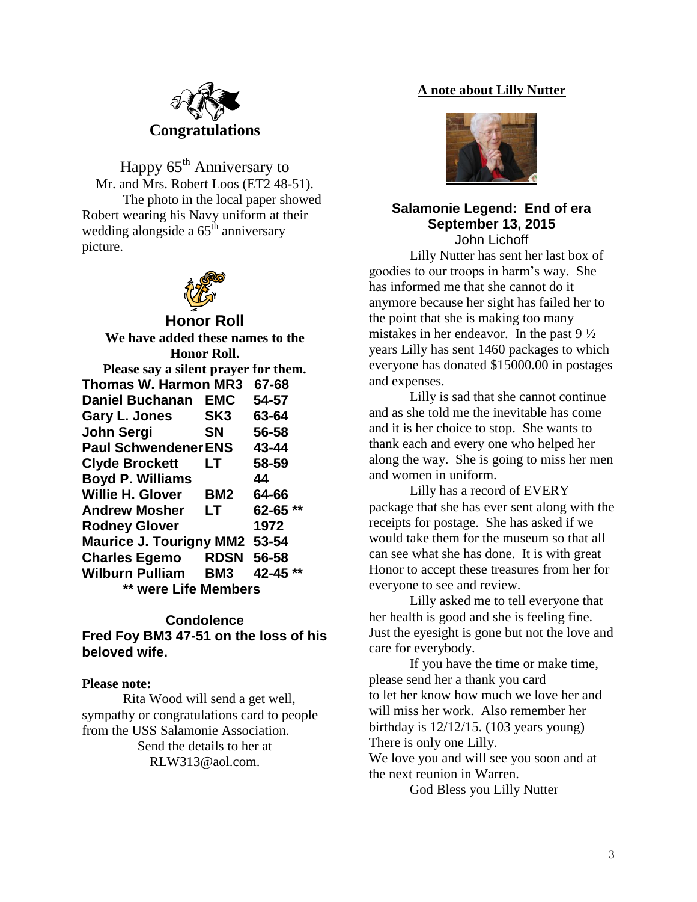## Congratulations

Happy $65^{th}$ Anniversary to
Mr. and Mrs. Robert Loos (ET2 48-51).

The photo in the local paper showed Robert wearing his Navy uniform at their wedding alongside a $65^{th}$ anniversary picture.

## Honor Roll

**We have added these names to the Honor Roll.**
**Please say a silent prayer for them.**

| | | |
|---|---|---|
| **Thomas W. Harmon** | **MR3** | **67-68** |
| **Daniel Buchanan** | **EMC** | **54-57** |
| **Gary L. Jones** | **SK3** | **63-64** |
| **John Sergi** | **SN** | **56-58** |
| **Paul Schwendener** | **ENS** | **43-44** |
| **Clyde Brockett** | **LT** | **58-59** |
| **Boyd P. Williams** | | **44** |
| **Willie H. Glover** | **BM2** | **64-66** |
| **Andrew Mosher** | **LT** | **62-65 ** ** |
| **Rodney Glover** | | **1972** |
| **Maurice J. Tourigny** | **MM2** | **53-54** |
| **Charles Egemo** | **RDSN** | **56-58** |
| **Wilburn Pulliam** | **BM3** | **42-45 ** ** |

**** were Life Members**

### Condolence

**Fred Foy BM3 47-51 on the loss of his beloved wife.**

**Please note:**

Rita Wood will send a get well, sympathy or congratulations card to people from the USS Salamonie Association.
Send the details to her at
RLW313@aol.com.

## A note about Lilly Nutter

### Salamonie Legend: End of era
### September 13, 2015

John Lichoff

Lilly Nutter has sent her last box of goodies to our troops in harm's way. She has informed me that she cannot do it anymore because her sight has failed her to the point that she is making too many mistakes in her endeavor. In the past 9 ½ years Lilly has sent 1460 packages to which everyone has donated $15000.00 in postages and expenses.

Lilly is sad that she cannot continue and as she told me the inevitable has come and it is her choice to stop. She wants to thank each and every one who helped her along the way. She is going to miss her men and women in uniform.

Lilly has a record of EVERY package that she has ever sent along with the receipts for postage. She has asked if we would take them for the museum so that all can see what she has done. It is with great Honor to accept these treasures from her for everyone to see and review.

Lilly asked me to tell everyone that her health is good and she is feeling fine. Just the eyesight is gone but not the love and care for everybody.

If you have the time or make time, please send her a thank you card to let her know how much we love her and will miss her work. Also remember her birthday is 12/12/15. (103 years young) There is only one Lilly.
We love you and will see you soon and at the next reunion in Warren.

God Bless you Lilly Nutter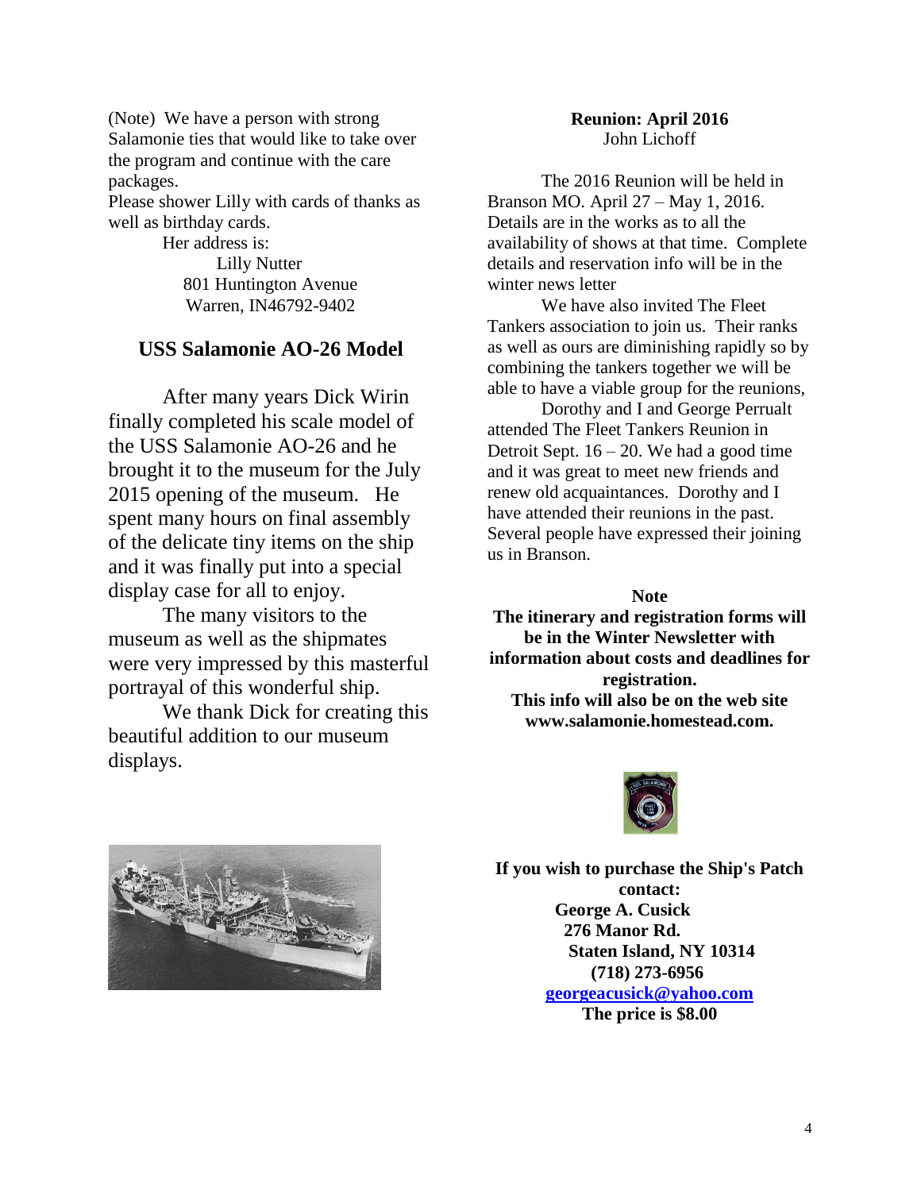(Note) We have a person with strong Salamonie ties that would like to take over the program and continue with the care packages.

Please shower Lilly with cards of thanks as well as birthday cards.

Her address is:
Lilly Nutter
801 Huntington Avenue
Warren, IN46792-9402

## USS Salamonie AO-26 Model

After many years Dick Wirin finally completed his scale model of the USS Salamonie AO-26 and he brought it to the museum for the July 2015 opening of the museum. He spent many hours on final assembly of the delicate tiny items on the ship and it was finally put into a special display case for all to enjoy.

The many visitors to the museum as well as the shipmates were very impressed by this masterful portrayal of this wonderful ship.

We thank Dick for creating this beautiful addition to our museum displays.

**Reunion: April 2016**
John Lichoff

The 2016 Reunion will be held in Branson MO. April 27 – May 1, 2016. Details are in the works as to all the availability of shows at that time. Complete details and reservation info will be in the winter news letter

We have also invited The Fleet Tankers association to join us. Their ranks as well as ours are diminishing rapidly so by combining the tankers together we will be able to have a viable group for the reunions,

Dorothy and I and George Perrualt attended The Fleet Tankers Reunion in Detroit Sept. 16 – 20. We had a good time and it was great to meet new friends and renew old acquaintances. Dorothy and I have attended their reunions in the past. Several people have expressed their joining us in Branson.

**Note**

**The itinerary and registration forms will be in the Winter Newsletter with information about costs and deadlines for registration.**
**This info will also be on the web site www.salamonie.homestead.com.**

**If you wish to purchase the Ship's Patch contact:**
**George A. Cusick**
**276 Manor Rd.**
**Staten Island, NY 10314**
**(718) 273-6956**
**georgeacusick@yahoo.com**
**The price is $8.00**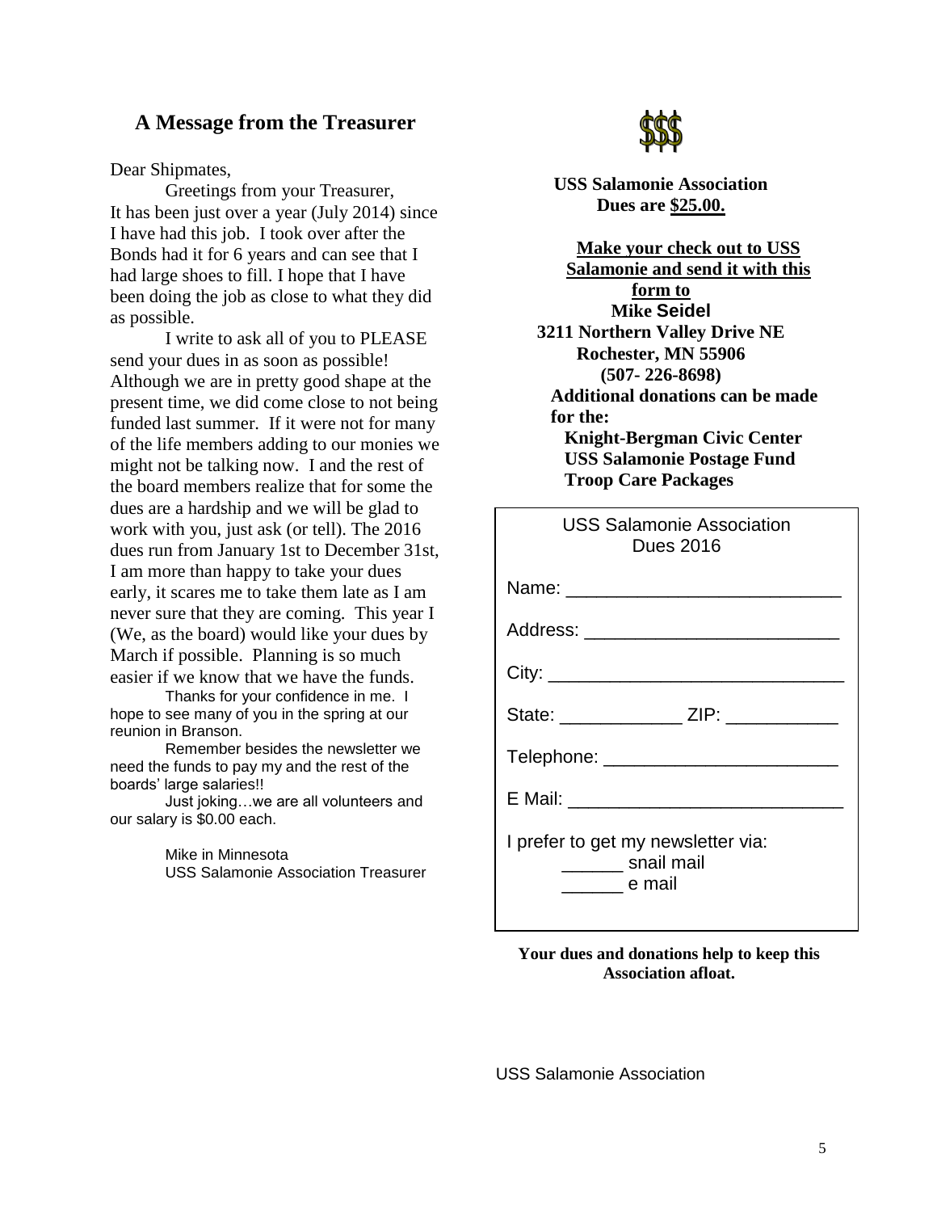## A Message from the Treasurer

Dear Shipmates,

Greetings from your Treasurer,
It has been just over a year (July 2014) since I have had this job. I took over after the Bonds had it for 6 years and can see that I had large shoes to fill. I hope that I have been doing the job as close to what they did as possible.

I write to ask all of you to PLEASE send your dues in as soon as possible! Although we are in pretty good shape at the present time, we did come close to not being funded last summer. If it were not for many of the life members adding to our monies we might not be talking now. I and the rest of the board members realize that for some the dues are a hardship and we will be glad to work with you, just ask (or tell). The 2016 dues run from January 1st to December 31st, I am more than happy to take your dues early, it scares me to take them late as I am never sure that they are coming. This year I (We, as the board) would like your dues by March if possible. Planning is so much easier if we know that we have the funds.

Thanks for your confidence in me. I hope to see many of you in the spring at our reunion in Branson.

Remember besides the newsletter we need the funds to pay my and the rest of the boards' large salaries!!

Just joking…we are all volunteers and our salary is $0.00 each.

Mike in Minnesota
USS Salamonie Association Treasurer

$$$

**USS Salamonie Association Dues are <u>$25.00.</u>**

**<u>Make your check out to USS Salamonie and send it with this form to</u>**
**Mike Seidel**
**3211 Northern Valley Drive NE**
**Rochester, MN 55906**
**(507- 226-8698)**

**Additional donations can be made for the:**
**Knight-Bergman Civic Center**
**USS Salamonie Postage Fund**
**Troop Care Packages**

USS Salamonie Association
Dues 2016

Name: ___________________________

Address: _________________________

City: _____________________________

State: ____________ ZIP: ___________

Telephone: _______________________

E Mail: ___________________________

I prefer to get my newsletter via:
______ snail mail
______ e mail

**Your dues and donations help to keep this Association afloat.**

USS Salamonie Association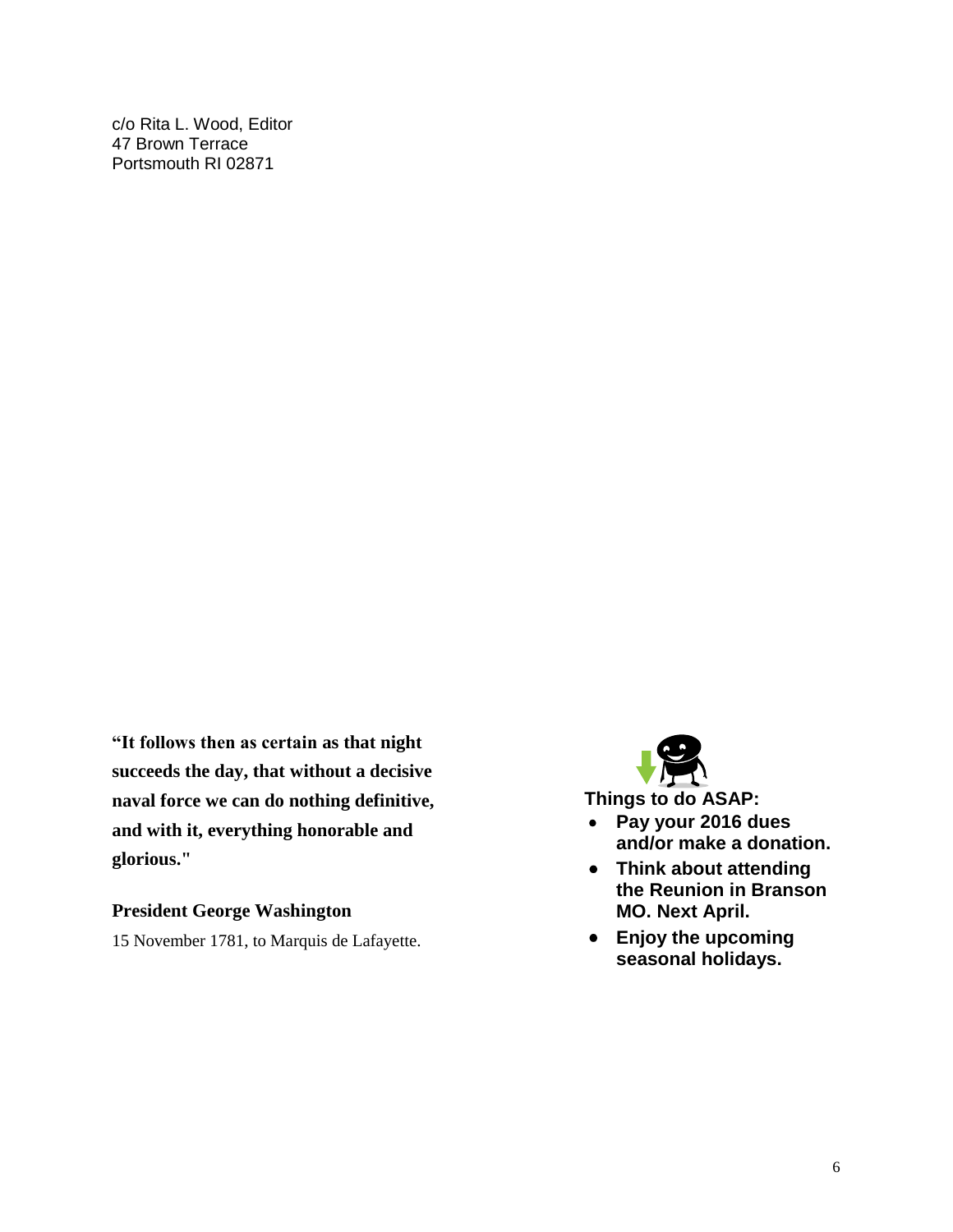c/o Rita L. Wood, Editor
47 Brown Terrace
Portsmouth RI 02871

**"It follows then as certain as that night succeeds the day, that without a decisive naval force we can do nothing definitive, and with it, everything honorable and glorious."**

**President George Washington**

15 November 1781, to Marquis de Lafayette.

**Things to do ASAP:**

- **Pay your 2016 dues and/or make a donation.**
- **Think about attending the Reunion in Branson MO. Next April.**
- **Enjoy the upcoming seasonal holidays.**